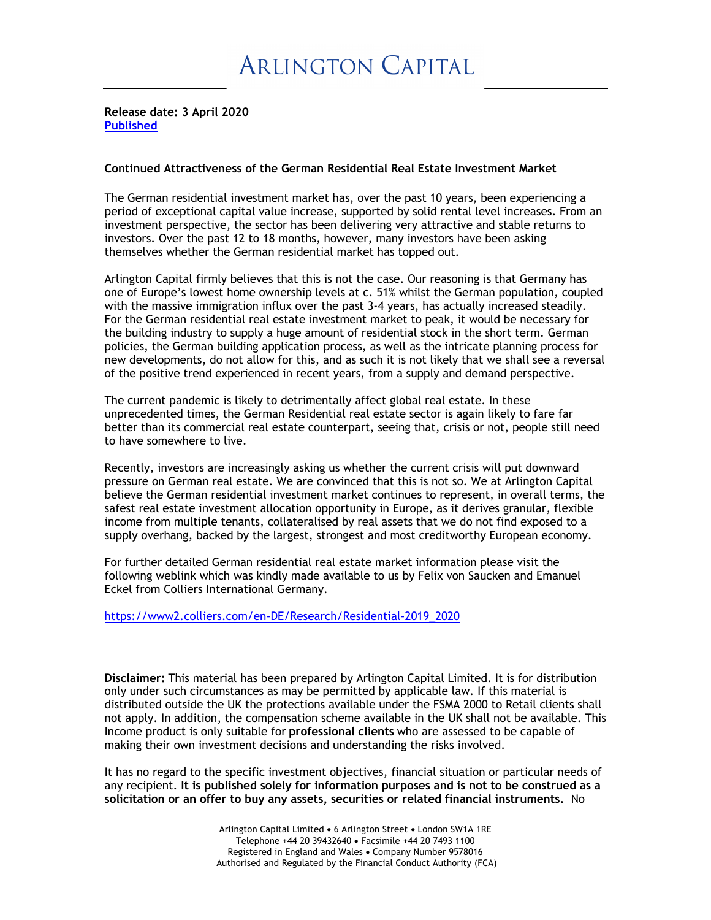# ARLINGTON CAPITAL

**Release date: 3 April 2020**
**Published**

**Continued Attractiveness of the German Residential Real Estate Investment Market**

The German residential investment market has, over the past 10 years, been experiencing a period of exceptional capital value increase, supported by solid rental level increases. From an investment perspective, the sector has been delivering very attractive and stable returns to investors. Over the past 12 to 18 months, however, many investors have been asking themselves whether the German residential market has topped out.

Arlington Capital firmly believes that this is not the case. Our reasoning is that Germany has one of Europe's lowest home ownership levels at c. 51% whilst the German population, coupled with the massive immigration influx over the past 3-4 years, has actually increased steadily. For the German residential real estate investment market to peak, it would be necessary for the building industry to supply a huge amount of residential stock in the short term. German policies, the German building application process, as well as the intricate planning process for new developments, do not allow for this, and as such it is not likely that we shall see a reversal of the positive trend experienced in recent years, from a supply and demand perspective.

The current pandemic is likely to detrimentally affect global real estate. In these unprecedented times, the German Residential real estate sector is again likely to fare far better than its commercial real estate counterpart, seeing that, crisis or not, people still need to have somewhere to live.

Recently, investors are increasingly asking us whether the current crisis will put downward pressure on German real estate. We are convinced that this is not so. We at Arlington Capital believe the German residential investment market continues to represent, in overall terms, the safest real estate investment allocation opportunity in Europe, as it derives granular, flexible income from multiple tenants, collateralised by real assets that we do not find exposed to a supply overhang, backed by the largest, strongest and most creditworthy European economy.

For further detailed German residential real estate market information please visit the following weblink which was kindly made available to us by Felix von Saucken and Emanuel Eckel from Colliers International Germany.

https://www2.colliers.com/en-DE/Research/Residential-2019_2020

**Disclaimer:** This material has been prepared by Arlington Capital Limited. It is for distribution only under such circumstances as may be permitted by applicable law. If this material is distributed outside the UK the protections available under the FSMA 2000 to Retail clients shall not apply. In addition, the compensation scheme available in the UK shall not be available. This Income product is only suitable for **professional clients** who are assessed to be capable of making their own investment decisions and understanding the risks involved.

It has no regard to the specific investment objectives, financial situation or particular needs of any recipient. **It is published solely for information purposes and is not to be construed as a solicitation or an offer to buy any assets, securities or related financial instruments.** No

Arlington Capital Limited • 6 Arlington Street • London SW1A 1RE
Telephone +44 20 39432640 • Facsimile +44 20 7493 1100
Registered in England and Wales • Company Number 9578016
Authorised and Regulated by the Financial Conduct Authority (FCA)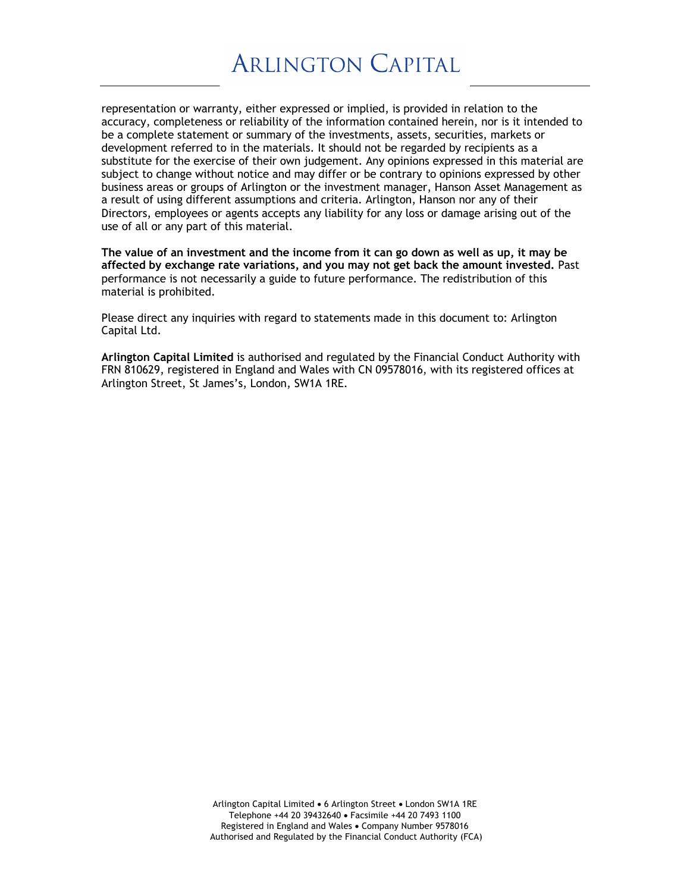representation or warranty, either expressed or implied, is provided in relation to the accuracy, completeness or reliability of the information contained herein, nor is it intended to be a complete statement or summary of the investments, assets, securities, markets or development referred to in the materials. It should not be regarded by recipients as a substitute for the exercise of their own judgement. Any opinions expressed in this material are subject to change without notice and may differ or be contrary to opinions expressed by other business areas or groups of Arlington or the investment manager, Hanson Asset Management as a result of using different assumptions and criteria. Arlington, Hanson nor any of their Directors, employees or agents accepts any liability for any loss or damage arising out of the use of all or any part of this material.

**The value of an investment and the income from it can go down as well as up, it may be affected by exchange rate variations, and you may not get back the amount invested.** Past performance is not necessarily a guide to future performance. The redistribution of this material is prohibited.

Please direct any inquiries with regard to statements made in this document to: Arlington Capital Ltd.

**Arlington Capital Limited** is authorised and regulated by the Financial Conduct Authority with FRN 810629, registered in England and Wales with CN 09578016, with its registered offices at Arlington Street, St James's, London, SW1A 1RE.

Arlington Capital Limited • 6 Arlington Street • London SW1A 1RE
Telephone +44 20 39432640 • Facsimile +44 20 7493 1100
Registered in England and Wales • Company Number 9578016
Authorised and Regulated by the Financial Conduct Authority (FCA)